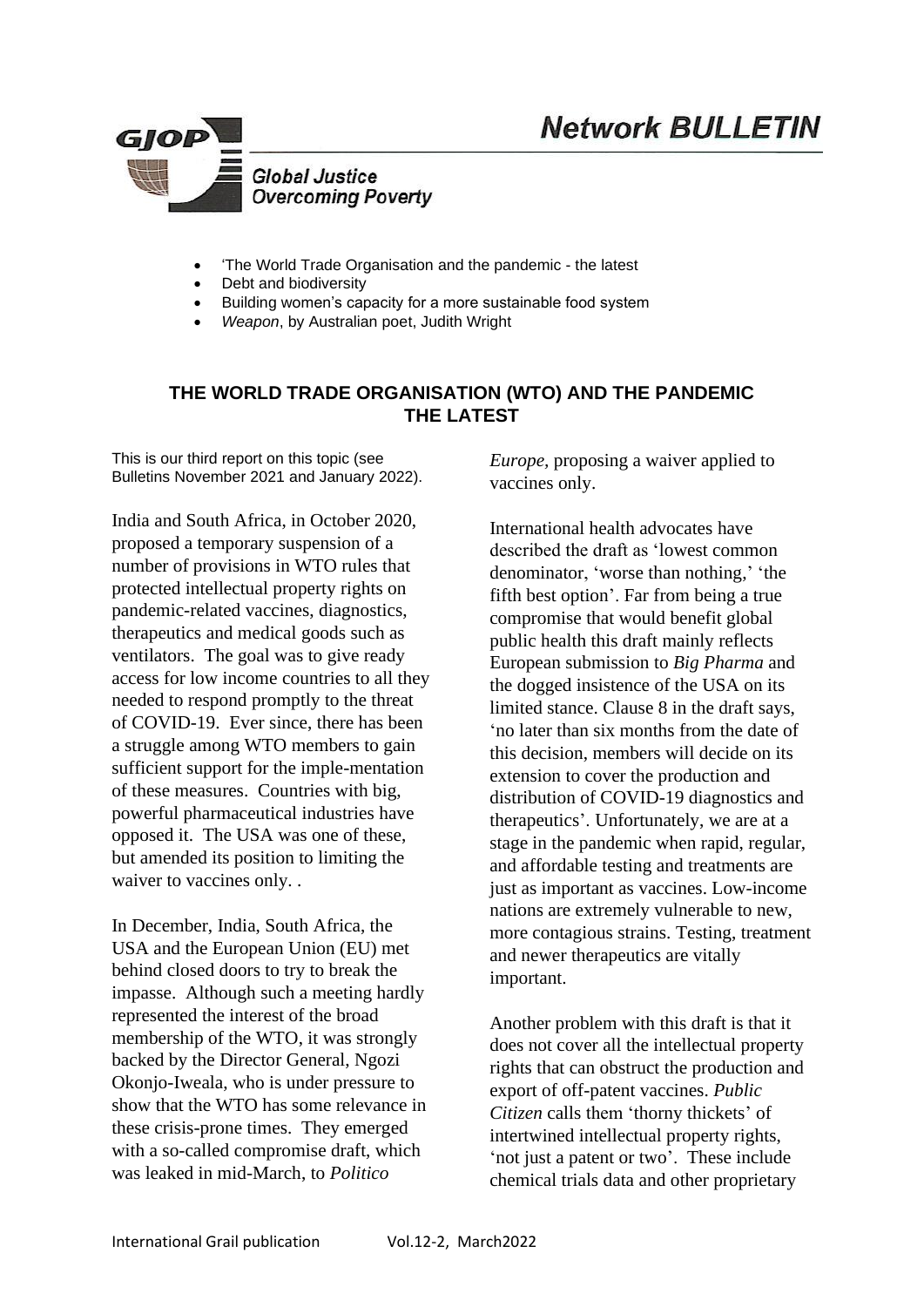# Network BULLETIN

**GJOP**

*Global Justice Overcoming Poverty*

- 'The World Trade Organisation and the pandemic - the latest
- Debt and biodiversity
- Building women's capacity for a more sustainable food system
- *Weapon*, by Australian poet, Judith Wright

## THE WORLD TRADE ORGANISATION (WTO) AND THE PANDEMIC THE LATEST

This is our third report on this topic (see Bulletins November 2021 and January 2022).

India and South Africa, in October 2020, proposed a temporary suspension of a number of provisions in WTO rules that protected intellectual property rights on pandemic-related vaccines, diagnostics, therapeutics and medical goods such as ventilators. The goal was to give ready access for low income countries to all they needed to respond promptly to the threat of COVID-19. Ever since, there has been a struggle among WTO members to gain sufficient support for the imple-mentation of these measures. Countries with big, powerful pharmaceutical industries have opposed it. The USA was one of these, but amended its position to limiting the waiver to vaccines only. .

In December, India, South Africa, the USA and the European Union (EU) met behind closed doors to try to break the impasse. Although such a meeting hardly represented the interest of the broad membership of the WTO, it was strongly backed by the Director General, Ngozi Okonjo-Iweala, who is under pressure to show that the WTO has some relevance in these crisis-prone times. They emerged with a so-called compromise draft, which was leaked in mid-March, to *Politico Europe,* proposing a waiver applied to vaccines only.

International health advocates have described the draft as 'lowest common denominator, 'worse than nothing,' 'the fifth best option'. Far from being a true compromise that would benefit global public health this draft mainly reflects European submission to *Big Pharma* and the dogged insistence of the USA on its limited stance. Clause 8 in the draft says, 'no later than six months from the date of this decision, members will decide on its extension to cover the production and distribution of COVID-19 diagnostics and therapeutics'. Unfortunately, we are at a stage in the pandemic when rapid, regular, and affordable testing and treatments are just as important as vaccines. Low-income nations are extremely vulnerable to new, more contagious strains. Testing, treatment and newer therapeutics are vitally important.

Another problem with this draft is that it does not cover all the intellectual property rights that can obstruct the production and export of off-patent vaccines. *Public Citizen* calls them 'thorny thickets' of intertwined intellectual property rights, 'not just a patent or two'. These include chemical trials data and other proprietary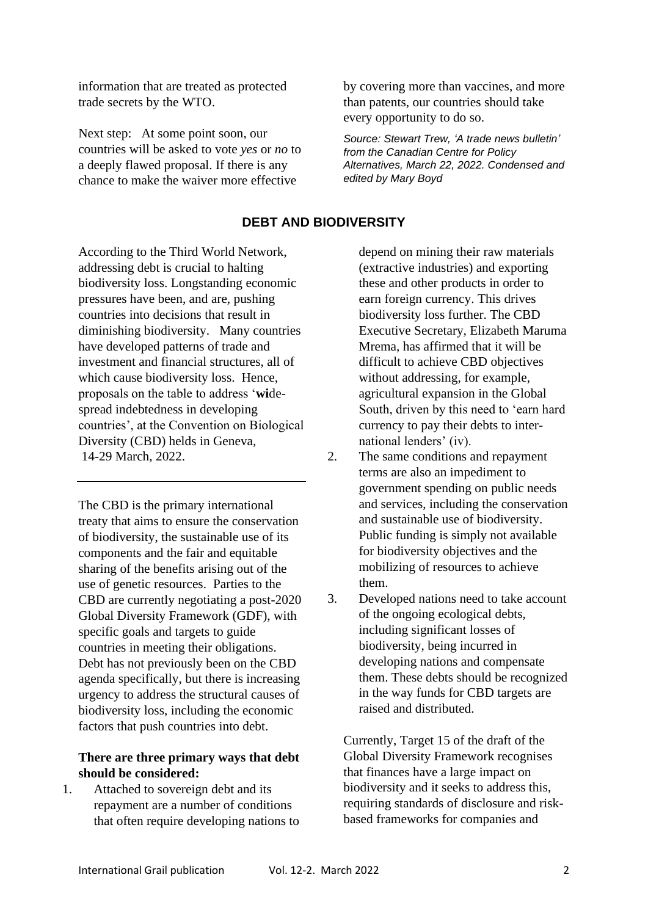information that are treated as protected trade secrets by the WTO.

Next step: At some point soon, our countries will be asked to vote *yes* or *no* to a deeply flawed proposal. If there is any chance to make the waiver more effective by covering more than vaccines, and more than patents, our countries should take every opportunity to do so.

*Source: Stewart Trew, 'A trade news bulletin' from the Canadian Centre for Policy Alternatives, March 22, 2022. Condensed and edited by Mary Boyd*

## DEBT AND BIODIVERSITY

According to the Third World Network, addressing debt is crucial to halting biodiversity loss. Longstanding economic pressures have been, and are, pushing countries into decisions that result in diminishing biodiversity. Many countries have developed patterns of trade and investment and financial structures, all of which cause biodiversity loss. Hence, proposals on the table to address '**wi**de-spread indebtedness in developing countries', at the Convention on Biological Diversity (CBD) helds in Geneva, 14-29 March, 2022.

---

The CBD is the primary international treaty that aims to ensure the conservation of biodiversity, the sustainable use of its components and the fair and equitable sharing of the benefits arising out of the use of genetic resources. Parties to the CBD are currently negotiating a post-2020 Global Diversity Framework (GDF), with specific goals and targets to guide countries in meeting their obligations. Debt has not previously been on the CBD agenda specifically, but there is increasing urgency to address the structural causes of biodiversity loss, including the economic factors that push countries into debt.

**There are three primary ways that debt should be considered:**

1. Attached to sovereign debt and its repayment are a number of conditions that often require developing nations to depend on mining their raw materials (extractive industries) and exporting these and other products in order to earn foreign currency. This drives biodiversity loss further. The CBD Executive Secretary, Elizabeth Maruma Mrema, has affirmed that it will be difficult to achieve CBD objectives without addressing, for example, agricultural expansion in the Global South, driven by this need to 'earn hard currency to pay their debts to inter-national lenders' (iv).
2. The same conditions and repayment terms are also an impediment to government spending on public needs and services, including the conservation and sustainable use of biodiversity. Public funding is simply not available for biodiversity objectives and the mobilizing of resources to achieve them.
3. Developed nations need to take account of the ongoing ecological debts, including significant losses of biodiversity, being incurred in developing nations and compensate them. These debts should be recognized in the way funds for CBD targets are raised and distributed.

Currently, Target 15 of the draft of the Global Diversity Framework recognises that finances have a large impact on biodiversity and it seeks to address this, requiring standards of disclosure and risk-based frameworks for companies and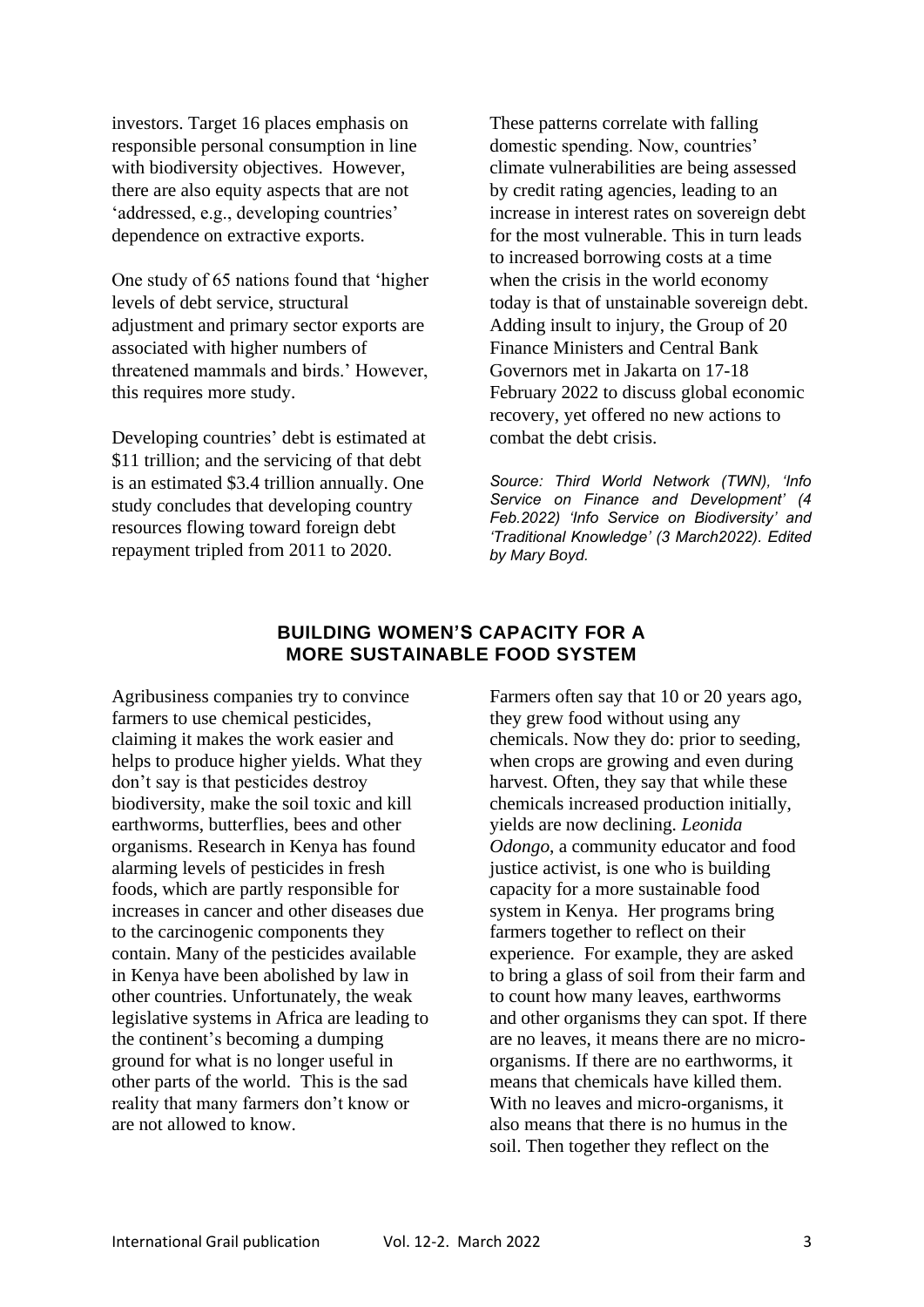investors. Target 16 places emphasis on responsible personal consumption in line with biodiversity objectives. However, there are also equity aspects that are not 'addressed, e.g., developing countries' dependence on extractive exports.

One study of 65 nations found that 'higher levels of debt service, structural adjustment and primary sector exports are associated with higher numbers of threatened mammals and birds.' However, this requires more study.

Developing countries' debt is estimated at \$11 trillion; and the servicing of that debt is an estimated \$3.4 trillion annually. One study concludes that developing country resources flowing toward foreign debt repayment tripled from 2011 to 2020.

These patterns correlate with falling domestic spending. Now, countries' climate vulnerabilities are being assessed by credit rating agencies, leading to an increase in interest rates on sovereign debt for the most vulnerable. This in turn leads to increased borrowing costs at a time when the crisis in the world economy today is that of unsustainable sovereign debt. Adding insult to injury, the Group of 20 Finance Ministers and Central Bank Governors met in Jakarta on 17-18 February 2022 to discuss global economic recovery, yet offered no new actions to combat the debt crisis.

*Source: Third World Network (TWN), 'Info Service on Finance and Development' (4 Feb.2022) 'Info Service on Biodiversity' and 'Traditional Knowledge' (3 March2022). Edited by Mary Boyd.*

## BUILDING WOMEN'S CAPACITY FOR A MORE SUSTAINABLE FOOD SYSTEM

Agribusiness companies try to convince farmers to use chemical pesticides, claiming it makes the work easier and helps to produce higher yields. What they don't say is that pesticides destroy biodiversity, make the soil toxic and kill earthworms, butterflies, bees and other organisms. Research in Kenya has found alarming levels of pesticides in fresh foods, which are partly responsible for increases in cancer and other diseases due to the carcinogenic components they contain. Many of the pesticides available in Kenya have been abolished by law in other countries. Unfortunately, the weak legislative systems in Africa are leading to the continent's becoming a dumping ground for what is no longer useful in other parts of the world. This is the sad reality that many farmers don't know or are not allowed to know.

Farmers often say that 10 or 20 years ago, they grew food without using any chemicals. Now they do: prior to seeding, when crops are growing and even during harvest. Often, they say that while these chemicals increased production initially, yields are now declining. *Leonida Odongo*, a community educator and food justice activist, is one who is building capacity for a more sustainable food system in Kenya. Her programs bring farmers together to reflect on their experience. For example, they are asked to bring a glass of soil from their farm and to count how many leaves, earthworms and other organisms they can spot. If there are no leaves, it means there are no micro-organisms. If there are no earthworms, it means that chemicals have killed them. With no leaves and micro-organisms, it also means that there is no humus in the soil. Then together they reflect on the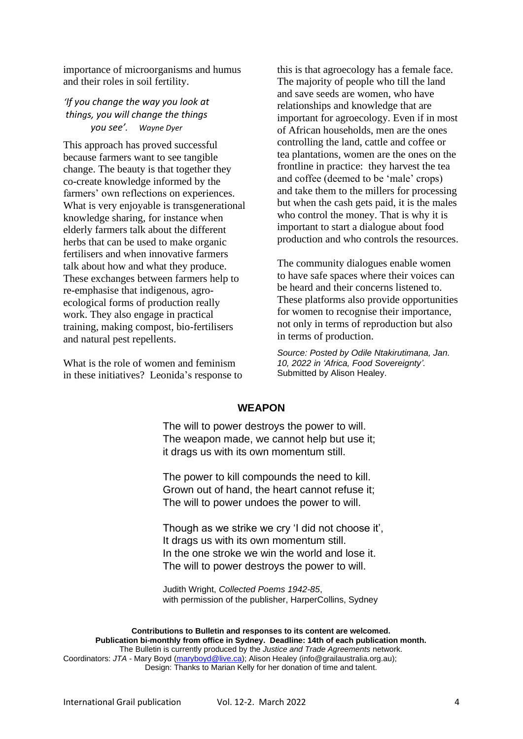importance of microorganisms and humus and their roles in soil fertility.

*'If you change the way you look at things, you will change the things you see'.* *Wayne Dyer*

This approach has proved successful because farmers want to see tangible change. The beauty is that together they co-create knowledge informed by the farmers' own reflections on experiences. What is very enjoyable is transgenerational knowledge sharing, for instance when elderly farmers talk about the different herbs that can be used to make organic fertilisers and when innovative farmers talk about how and what they produce. These exchanges between farmers help to re-emphasise that indigenous, agro-ecological forms of production really work. They also engage in practical training, making compost, bio-fertilisers and natural pest repellents.

What is the role of women and feminism in these initiatives? Leonida's response to this is that agroecology has a female face. The majority of people who till the land and save seeds are women, who have relationships and knowledge that are important for agroecology. Even if in most of African households, men are the ones controlling the land, cattle and coffee or tea plantations, women are the ones on the frontline in practice: they harvest the tea and coffee (deemed to be 'male' crops) and take them to the millers for processing but when the cash gets paid, it is the males who control the money. That is why it is important to start a dialogue about food production and who controls the resources.

The community dialogues enable women to have safe spaces where their voices can be heard and their concerns listened to. These platforms also provide opportunities for women to recognise their importance, not only in terms of reproduction but also in terms of production.

*Source: Posted by Odile Ntakirutimana, Jan. 10, 2022 in 'Africa, Food Sovereignty'.*
Submitted by Alison Healey.

## WEAPON

The will to power destroys the power to will.
The weapon made, we cannot help but use it;
it drags us with its own momentum still.

The power to kill compounds the need to kill.
Grown out of hand, the heart cannot refuse it;
The will to power undoes the power to will.

Though as we strike we cry 'I did not choose it',
It drags us with its own momentum still.
In the one stroke we win the world and lose it.
The will to power destroys the power to will.

Judith Wright, *Collected Poems 1942-85*,
with permission of the publisher, HarperCollins, Sydney

**Contributions to Bulletin and responses to its content are welcomed.**
**Publication bi-monthly from office in Sydney. Deadline: 14th of each publication month.**
The Bulletin is currently produced by the *Justice and Trade Agreements* network.
Coordinators: *JTA* - Mary Boyd (maryboyd@live.ca); Alison Healey (info@grailaustralia.org.au);
Design: Thanks to Marian Kelly for her donation of time and talent.